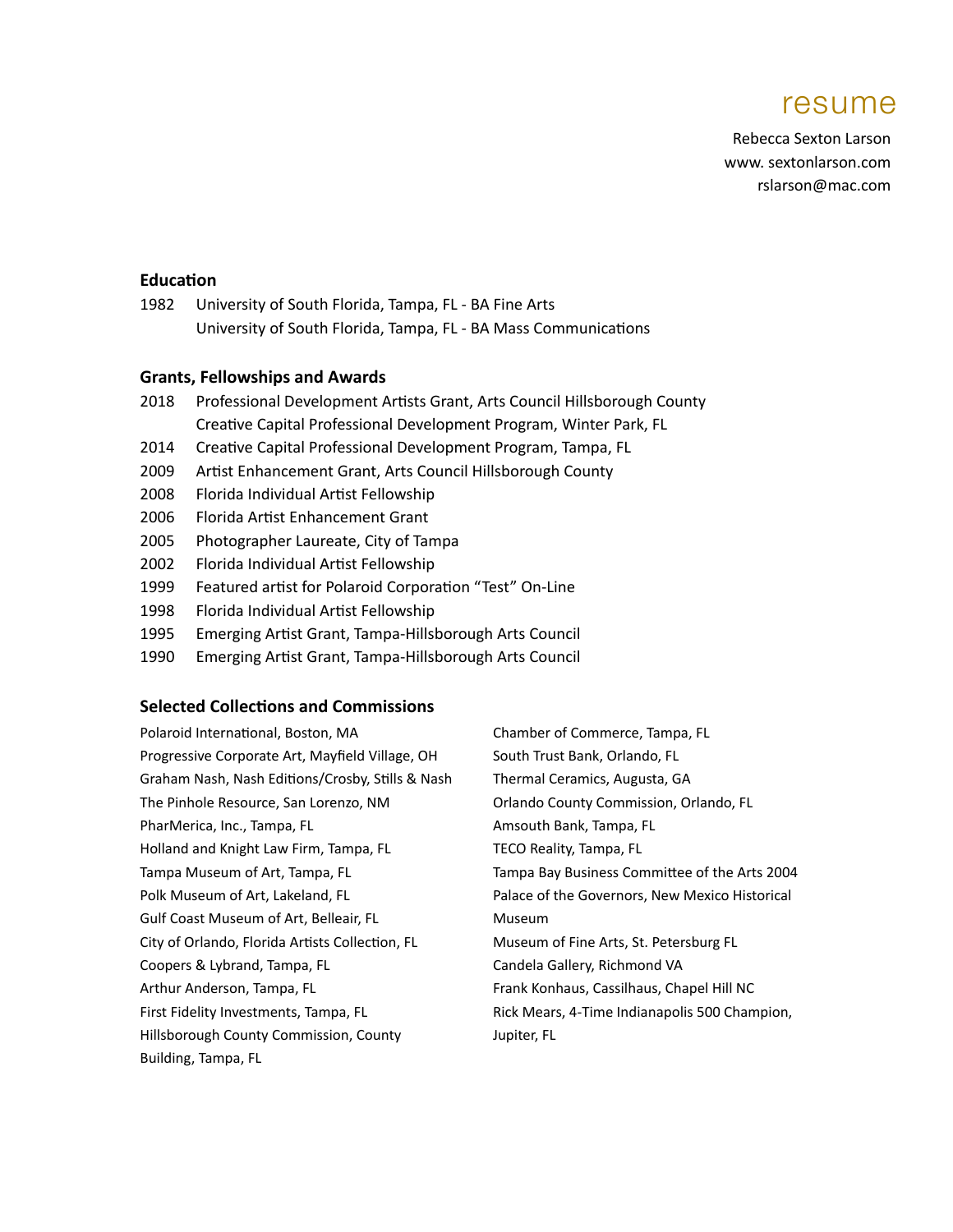# resume

Rebecca Sexton Larson
www. sextonlarson.com
rslarson@mac.com

## Education

1982 University of South Florida, Tampa, FL - BA Fine Arts
University of South Florida, Tampa, FL - BA Mass Communications

## Grants, Fellowships and Awards

2018 Professional Development Artists Grant, Arts Council Hillsborough County
Creative Capital Professional Development Program, Winter Park, FL
2014 Creative Capital Professional Development Program, Tampa, FL
2009 Artist Enhancement Grant, Arts Council Hillsborough County
2008 Florida Individual Artist Fellowship
2006 Florida Artist Enhancement Grant
2005 Photographer Laureate, City of Tampa
2002 Florida Individual Artist Fellowship
1999 Featured artist for Polaroid Corporation "Test" On-Line
1998 Florida Individual Artist Fellowship
1995 Emerging Artist Grant, Tampa-Hillsborough Arts Council
1990 Emerging Artist Grant, Tampa-Hillsborough Arts Council

## Selected Collections and Commissions

Polaroid International, Boston, MA
Progressive Corporate Art, Mayfield Village, OH
Graham Nash, Nash Editions/Crosby, Stills & Nash
The Pinhole Resource, San Lorenzo, NM
PharMerica, Inc., Tampa, FL
Holland and Knight Law Firm, Tampa, FL
Tampa Museum of Art, Tampa, FL
Polk Museum of Art, Lakeland, FL
Gulf Coast Museum of Art, Belleair, FL
City of Orlando, Florida Artists Collection, FL
Coopers & Lybrand, Tampa, FL
Arthur Anderson, Tampa, FL
First Fidelity Investments, Tampa, FL
Hillsborough County Commission, County Building, Tampa, FL
Chamber of Commerce, Tampa, FL
South Trust Bank, Orlando, FL
Thermal Ceramics, Augusta, GA
Orlando County Commission, Orlando, FL
Amsouth Bank, Tampa, FL
TECO Reality, Tampa, FL
Tampa Bay Business Committee of the Arts 2004
Palace of the Governors, New Mexico Historical Museum
Museum of Fine Arts, St. Petersburg FL
Candela Gallery, Richmond VA
Frank Konhaus, Cassilhaus, Chapel Hill NC
Rick Mears, 4-Time Indianapolis 500 Champion, Jupiter, FL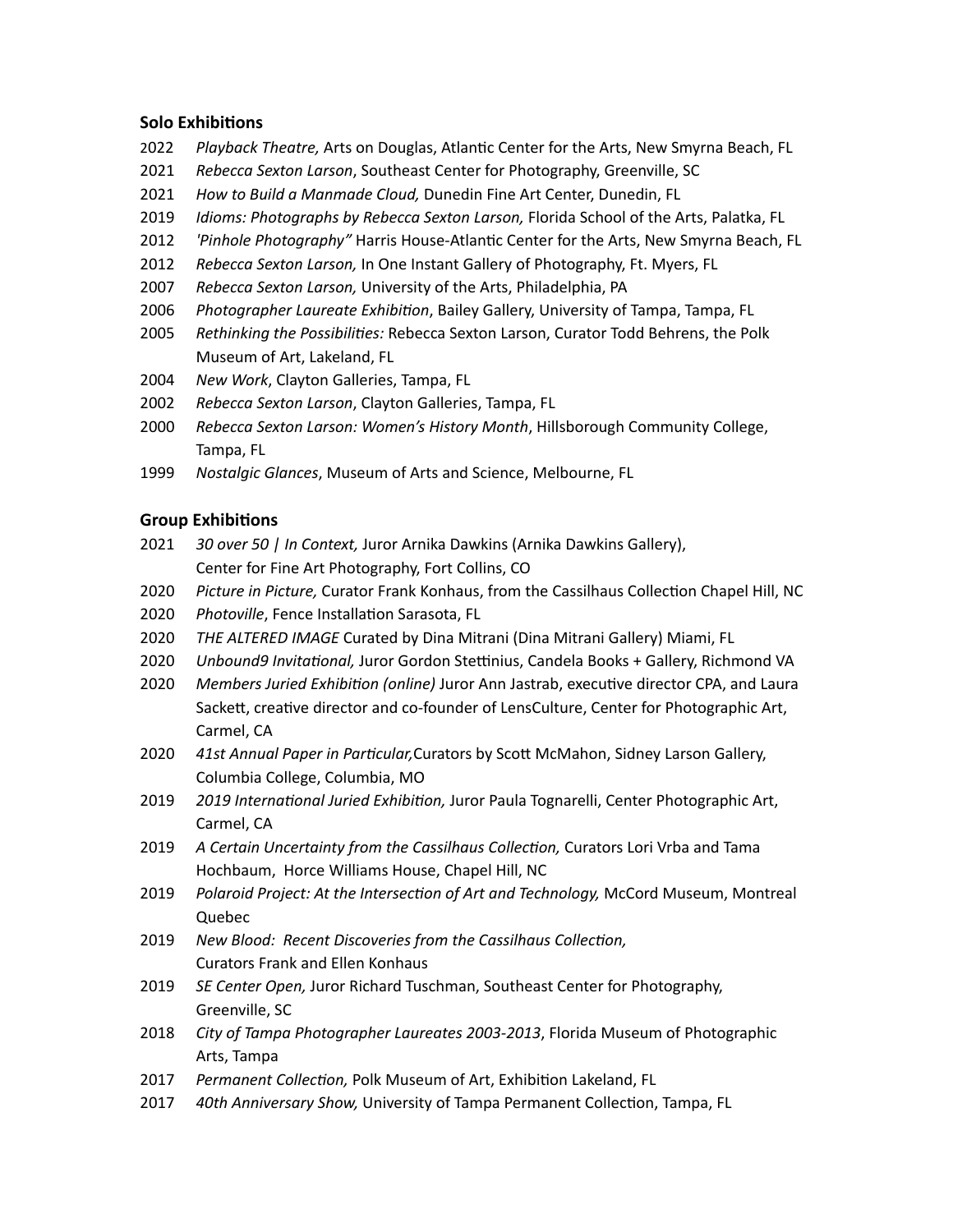### Solo Exhibitions

2022 *Playback Theatre,* Arts on Douglas, Atlantic Center for the Arts, New Smyrna Beach, FL

2021 *Rebecca Sexton Larson*, Southeast Center for Photography, Greenville, SC

2021 *How to Build a Manmade Cloud,* Dunedin Fine Art Center, Dunedin, FL

2019 *Idioms: Photographs by Rebecca Sexton Larson,* Florida School of the Arts, Palatka, FL

2012 *'Pinhole Photography"* Harris House-Atlantic Center for the Arts, New Smyrna Beach, FL

2012 *Rebecca Sexton Larson,* In One Instant Gallery of Photography, Ft. Myers, FL

2007 *Rebecca Sexton Larson,* University of the Arts, Philadelphia, PA

2006 *Photographer Laureate Exhibition*, Bailey Gallery, University of Tampa, Tampa, FL

2005 *Rethinking the Possibilities:* Rebecca Sexton Larson, Curator Todd Behrens, the Polk Museum of Art, Lakeland, FL

2004 *New Work*, Clayton Galleries, Tampa, FL

2002 *Rebecca Sexton Larson*, Clayton Galleries, Tampa, FL

2000 *Rebecca Sexton Larson: Women's History Month*, Hillsborough Community College, Tampa, FL

1999 *Nostalgic Glances*, Museum of Arts and Science, Melbourne, FL

### Group Exhibitions

2021 *30 over 50 | In Context,* Juror Arnika Dawkins (Arnika Dawkins Gallery), Center for Fine Art Photography, Fort Collins, CO

2020 *Picture in Picture,* Curator Frank Konhaus, from the Cassilhaus Collection Chapel Hill, NC

2020 *Photoville*, Fence Installation Sarasota, FL

2020 *THE ALTERED IMAGE* Curated by Dina Mitrani (Dina Mitrani Gallery) Miami, FL

2020 *Unbound9 Invitational,* Juror Gordon Stettinius, Candela Books + Gallery, Richmond VA

2020 *Members Juried Exhibition (online)* Juror Ann Jastrab, executive director CPA, and Laura Sackett, creative director and co-founder of LensCulture, Center for Photographic Art, Carmel, CA

2020 *41st Annual Paper in Particular,*Curators by Scott McMahon, Sidney Larson Gallery, Columbia College, Columbia, MO

2019 *2019 International Juried Exhibition,* Juror Paula Tognarelli, Center Photographic Art, Carmel, CA

2019 *A Certain Uncertainty from the Cassilhaus Collection,* Curators Lori Vrba and Tama Hochbaum, Horce Williams House, Chapel Hill, NC

2019 *Polaroid Project: At the Intersection of Art and Technology,* McCord Museum, Montreal Quebec

2019 *New Blood: Recent Discoveries from the Cassilhaus Collection,* Curators Frank and Ellen Konhaus

2019 *SE Center Open,* Juror Richard Tuschman, Southeast Center for Photography, Greenville, SC

2018 *City of Tampa Photographer Laureates 2003-2013*, Florida Museum of Photographic Arts, Tampa

2017 *Permanent Collection,* Polk Museum of Art, Exhibition Lakeland, FL

2017 *40th Anniversary Show,* University of Tampa Permanent Collection, Tampa, FL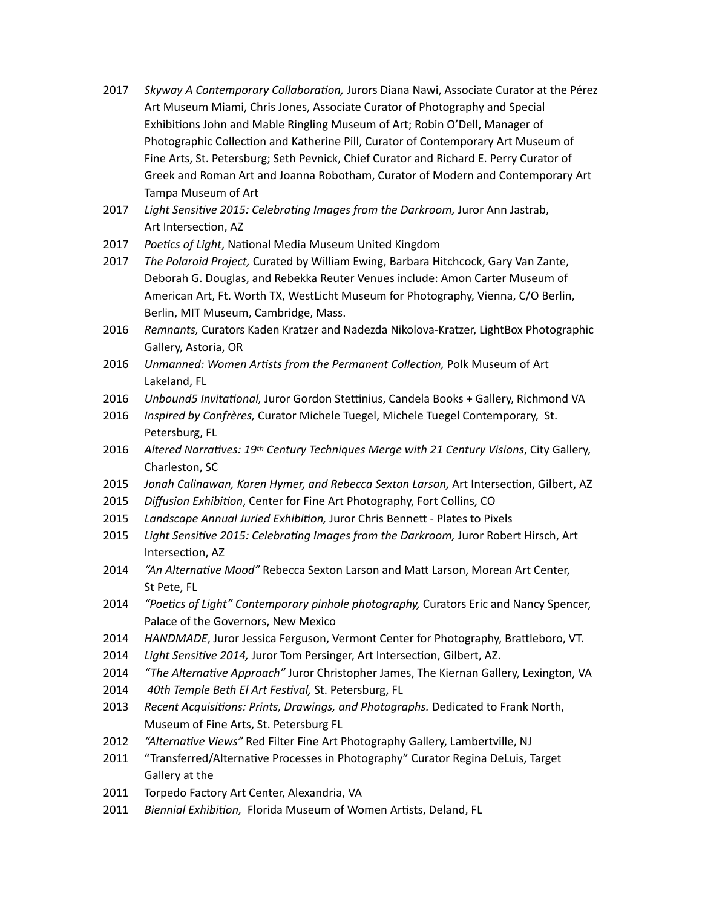2017 *Skyway A Contemporary Collaboration,* Jurors Diana Nawi, Associate Curator at the Pérez Art Museum Miami, Chris Jones, Associate Curator of Photography and Special Exhibitions John and Mable Ringling Museum of Art; Robin O'Dell, Manager of Photographic Collection and Katherine Pill, Curator of Contemporary Art Museum of Fine Arts, St. Petersburg; Seth Pevnick, Chief Curator and Richard E. Perry Curator of Greek and Roman Art and Joanna Robotham, Curator of Modern and Contemporary Art Tampa Museum of Art

2017 *Light Sensitive 2015: Celebrating Images from the Darkroom,* Juror Ann Jastrab, Art Intersection, AZ

2017 *Poetics of Light*, National Media Museum United Kingdom

2017 *The Polaroid Project,* Curated by William Ewing, Barbara Hitchcock, Gary Van Zante, Deborah G. Douglas, and Rebekka Reuter Venues include: Amon Carter Museum of American Art, Ft. Worth TX, WestLicht Museum for Photography, Vienna, C/O Berlin, Berlin, MIT Museum, Cambridge, Mass.

2016 *Remnants,* Curators Kaden Kratzer and Nadezda Nikolova-Kratzer, LightBox Photographic Gallery, Astoria, OR

2016 *Unmanned: Women Artists from the Permanent Collection,* Polk Museum of Art Lakeland, FL

2016 *Unbound5 Invitational,* Juror Gordon Stettinius, Candela Books + Gallery, Richmond VA

2016 *Inspired by Confrères,* Curator Michele Tuegel, Michele Tuegel Contemporary, St. Petersburg, FL

2016 *Altered Narratives: 19th Century Techniques Merge with 21 Century Visions*, City Gallery, Charleston, SC

2015 *Jonah Calinawan, Karen Hymer, and Rebecca Sexton Larson,* Art Intersection, Gilbert, AZ

2015 *Diffusion Exhibition*, Center for Fine Art Photography, Fort Collins, CO

2015 *Landscape Annual Juried Exhibition,* Juror Chris Bennett - Plates to Pixels

2015 *Light Sensitive 2015: Celebrating Images from the Darkroom,* Juror Robert Hirsch, Art Intersection, AZ

2014 *"An Alternative Mood"* Rebecca Sexton Larson and Matt Larson, Morean Art Center, St Pete, FL

2014 *"Poetics of Light" Contemporary pinhole photography,* Curators Eric and Nancy Spencer, Palace of the Governors, New Mexico

2014 *HANDMADE*, Juror Jessica Ferguson, Vermont Center for Photography, Brattleboro, VT.

2014 *Light Sensitive 2014,* Juror Tom Persinger, Art Intersection, Gilbert, AZ.

2014 *"The Alternative Approach"* Juror Christopher James, The Kiernan Gallery, Lexington, VA

2014 *40th Temple Beth El Art Festival,* St. Petersburg, FL

2013 *Recent Acquisitions: Prints, Drawings, and Photographs.* Dedicated to Frank North, Museum of Fine Arts, St. Petersburg FL

2012 *"Alternative Views"* Red Filter Fine Art Photography Gallery, Lambertville, NJ

2011 "Transferred/Alternative Processes in Photography" Curator Regina DeLuis, Target Gallery at the

2011 Torpedo Factory Art Center, Alexandria, VA

2011 *Biennial Exhibition,* Florida Museum of Women Artists, Deland, FL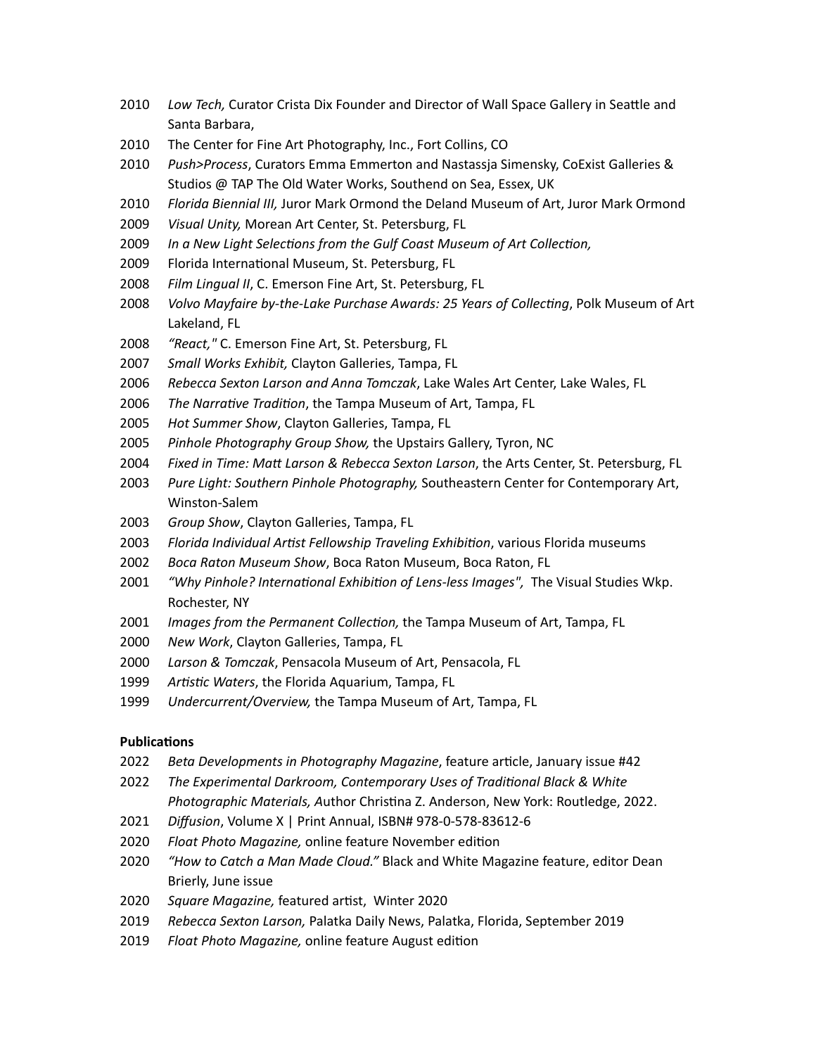2010 *Low Tech,* Curator Crista Dix Founder and Director of Wall Space Gallery in Seattle and Santa Barbara,

2010 The Center for Fine Art Photography, Inc., Fort Collins, CO

2010 *Push>Process*, Curators Emma Emmerton and Nastassja Simensky, CoExist Galleries & Studios @ TAP The Old Water Works, Southend on Sea, Essex, UK

2010 *Florida Biennial III,* Juror Mark Ormond the Deland Museum of Art, Juror Mark Ormond

2009 *Visual Unity,* Morean Art Center, St. Petersburg, FL

2009 *In a New Light Selections from the Gulf Coast Museum of Art Collection,*

2009 Florida International Museum, St. Petersburg, FL

2008 *Film Lingual II*, C. Emerson Fine Art, St. Petersburg, FL

2008 *Volvo Mayfaire by-the-Lake Purchase Awards: 25 Years of Collecting*, Polk Museum of Art Lakeland, FL

2008 *"React,"* C. Emerson Fine Art, St. Petersburg, FL

2007 *Small Works Exhibit,* Clayton Galleries, Tampa, FL

2006 *Rebecca Sexton Larson and Anna Tomczak*, Lake Wales Art Center, Lake Wales, FL

2006 *The Narrative Tradition*, the Tampa Museum of Art, Tampa, FL

2005 *Hot Summer Show*, Clayton Galleries, Tampa, FL

2005 *Pinhole Photography Group Show,* the Upstairs Gallery, Tyron, NC

2004 *Fixed in Time: Matt Larson & Rebecca Sexton Larson*, the Arts Center, St. Petersburg, FL

2003 *Pure Light: Southern Pinhole Photography,* Southeastern Center for Contemporary Art, Winston-Salem

2003 *Group Show*, Clayton Galleries, Tampa, FL

2003 *Florida Individual Artist Fellowship Traveling Exhibition*, various Florida museums

2002 *Boca Raton Museum Show*, Boca Raton Museum, Boca Raton, FL

2001 *"Why Pinhole? International Exhibition of Lens-less Images",* The Visual Studies Wkp. Rochester, NY

2001 *Images from the Permanent Collection,* the Tampa Museum of Art, Tampa, FL

2000 *New Work*, Clayton Galleries, Tampa, FL

2000 *Larson & Tomczak*, Pensacola Museum of Art, Pensacola, FL

1999 *Artistic Waters*, the Florida Aquarium, Tampa, FL

1999 *Undercurrent/Overview,* the Tampa Museum of Art, Tampa, FL

**Publications**

2022 *Beta Developments in Photography Magazine*, feature article, January issue #42

2022 *The Experimental Darkroom, Contemporary Uses of Traditional Black & White Photographic Materials, A*uthor Christina Z. Anderson, New York: Routledge, 2022.

2021 *Diffusion*, Volume X | Print Annual, ISBN# 978-0-578-83612-6

2020 *Float Photo Magazine,* online feature November edition

2020 *"How to Catch a Man Made Cloud."* Black and White Magazine feature, editor Dean Brierly, June issue

2020 *Square Magazine,* featured artist, Winter 2020

2019 *Rebecca Sexton Larson,* Palatka Daily News, Palatka, Florida, September 2019

2019 *Float Photo Magazine,* online feature August edition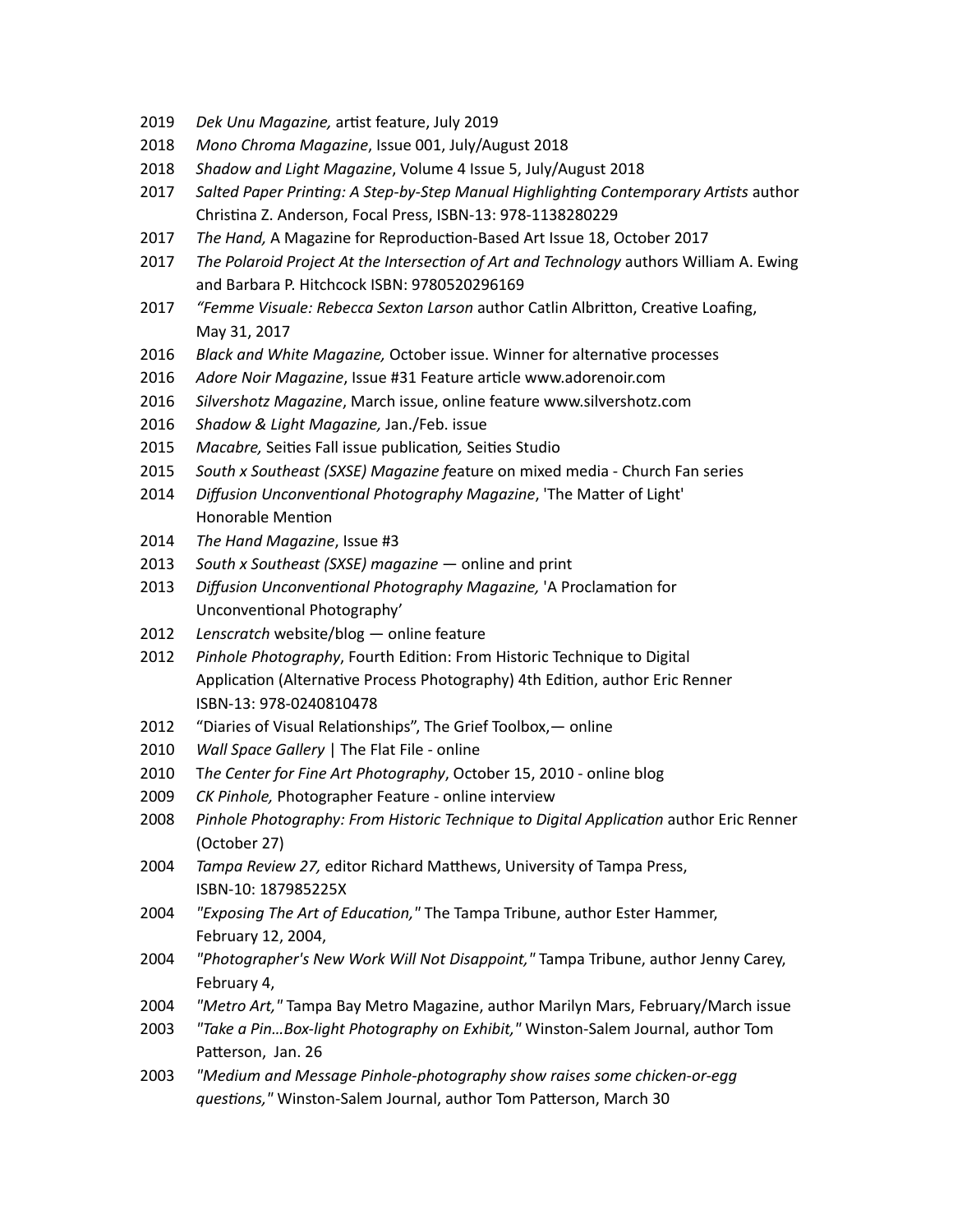2019 *Dek Unu Magazine,* artist feature, July 2019

2018 *Mono Chroma Magazine*, Issue 001, July/August 2018

2018 *Shadow and Light Magazine*, Volume 4 Issue 5, July/August 2018

2017 *Salted Paper Printing: A Step-by-Step Manual Highlighting Contemporary Artists* author Christina Z. Anderson, Focal Press, ISBN-13: 978-1138280229

2017 *The Hand,* A Magazine for Reproduction-Based Art Issue 18, October 2017

2017 *The Polaroid Project At the Intersection of Art and Technology* authors William A. Ewing and Barbara P. Hitchcock ISBN: 9780520296169

2017 *"Femme Visuale: Rebecca Sexton Larson* author Catlin Albritton, Creative Loafing, May 31, 2017

2016 *Black and White Magazine,* October issue. Winner for alternative processes

2016 *Adore Noir Magazine*, Issue #31 Feature article www.adorenoir.com

2016 *Silvershotz Magazine*, March issue, online feature www.silvershotz.com

2016 *Shadow & Light Magazine,* Jan./Feb. issue

2015 *Macabre,* Seities Fall issue publication*,* Seities Studio

2015 *South x Southeast (SXSE) Magazine f*eature on mixed media - Church Fan series

2014 *Diffusion Unconventional Photography Magazine*, 'The Matter of Light' Honorable Mention

2014 *The Hand Magazine*, Issue #3

2013 *South x Southeast (SXSE) magazine* — online and print

2013 *Diffusion Unconventional Photography Magazine,* 'A Proclamation for Unconventional Photography'

2012 *Lenscratch* website/blog — online feature

2012 *Pinhole Photography*, Fourth Edition: From Historic Technique to Digital Application (Alternative Process Photography) 4th Edition, author Eric Renner ISBN-13: 978-0240810478

2012 "Diaries of Visual Relationships", The Grief Toolbox,— online

2010 *Wall Space Gallery* | The Flat File - online

2010 T*he Center for Fine Art Photography*, October 15, 2010 - online blog

2009 *CK Pinhole,* Photographer Feature - online interview

2008 *Pinhole Photography: From Historic Technique to Digital Application* author Eric Renner (October 27)

2004 *Tampa Review 27,* editor Richard Matthews, University of Tampa Press, ISBN-10: 187985225X

2004 *"Exposing The Art of Education,"* The Tampa Tribune, author Ester Hammer, February 12, 2004,

2004 *"Photographer's New Work Will Not Disappoint,"* Tampa Tribune, author Jenny Carey, February 4,

2004 *"Metro Art,"* Tampa Bay Metro Magazine, author Marilyn Mars, February/March issue

2003 *"Take a Pin…Box-light Photography on Exhibit,"* Winston-Salem Journal, author Tom Patterson, Jan. 26

2003 *"Medium and Message Pinhole-photography show raises some chicken-or-egg questions,"* Winston-Salem Journal, author Tom Patterson, March 30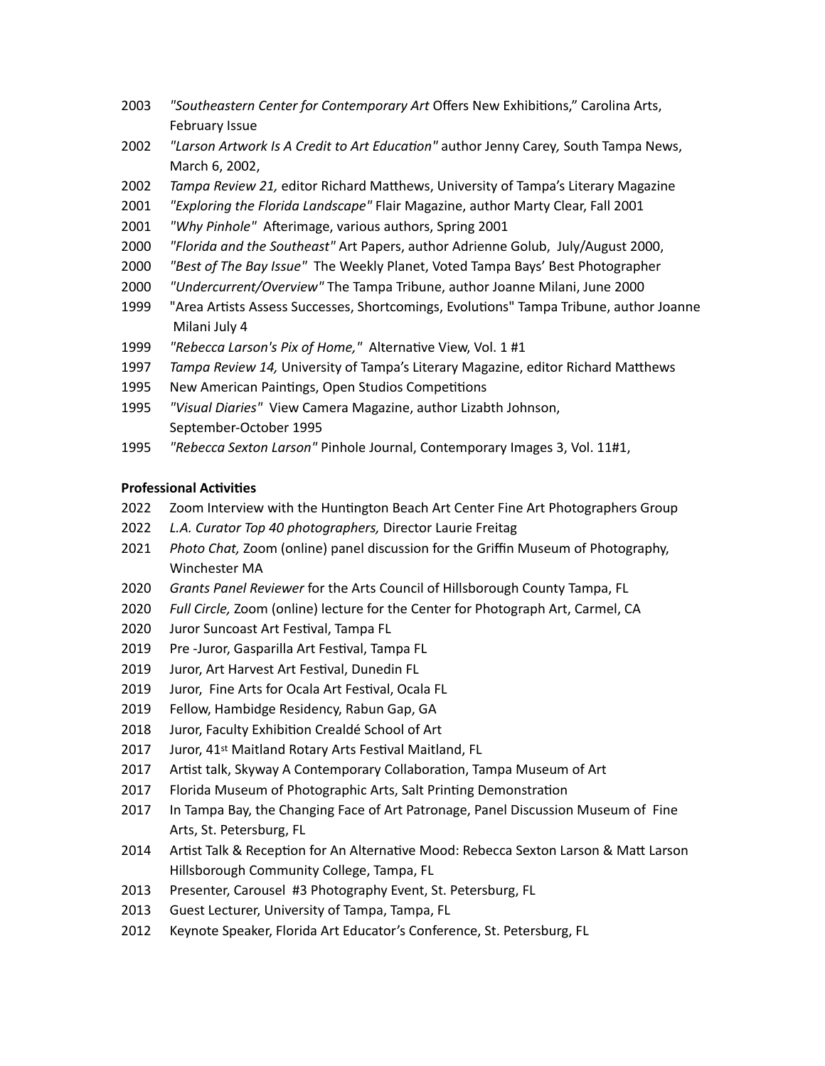2003 *"Southeastern Center for Contemporary Art* Offers New Exhibitions," Carolina Arts, February Issue

2002 *"Larson Artwork Is A Credit to Art Education"* author Jenny Carey, South Tampa News, March 6, 2002,

2002 *Tampa Review 21,* editor Richard Matthews, University of Tampa's Literary Magazine

2001 *"Exploring the Florida Landscape"* Flair Magazine, author Marty Clear, Fall 2001

2001 *"Why Pinhole"* Afterimage, various authors, Spring 2001

2000 *"Florida and the Southeast"* Art Papers, author Adrienne Golub, July/August 2000,

2000 *"Best of The Bay Issue"* The Weekly Planet, Voted Tampa Bays' Best Photographer

2000 *"Undercurrent/Overview"* The Tampa Tribune, author Joanne Milani, June 2000

1999 "Area Artists Assess Successes, Shortcomings, Evolutions" Tampa Tribune, author Joanne Milani July 4

1999 *"Rebecca Larson's Pix of Home,"* Alternative View, Vol. 1 #1

1997 *Tampa Review 14,* University of Tampa's Literary Magazine, editor Richard Matthews

1995 New American Paintings, Open Studios Competitions

1995 *"Visual Diaries"* View Camera Magazine, author Lizabth Johnson, September-October 1995

1995 *"Rebecca Sexton Larson"* Pinhole Journal, Contemporary Images 3, Vol. 11#1,

**Professional Activities**

2022 Zoom Interview with the Huntington Beach Art Center Fine Art Photographers Group

2022 *L.A. Curator Top 40 photographers,* Director Laurie Freitag

2021 *Photo Chat,* Zoom (online) panel discussion for the Griffin Museum of Photography, Winchester MA

2020 *Grants Panel Reviewer* for the Arts Council of Hillsborough County Tampa, FL

2020 *Full Circle,* Zoom (online) lecture for the Center for Photograph Art, Carmel, CA

2020 Juror Suncoast Art Festival, Tampa FL

2019 Pre -Juror, Gasparilla Art Festival, Tampa FL

2019 Juror, Art Harvest Art Festival, Dunedin FL

2019 Juror, Fine Arts for Ocala Art Festival, Ocala FL

2019 Fellow, Hambidge Residency, Rabun Gap, GA

2018 Juror, Faculty Exhibition Crealdé School of Art

2017 Juror, 41st Maitland Rotary Arts Festival Maitland, FL

2017 Artist talk, Skyway A Contemporary Collaboration, Tampa Museum of Art

2017 Florida Museum of Photographic Arts, Salt Printing Demonstration

2017 In Tampa Bay, the Changing Face of Art Patronage, Panel Discussion Museum of Fine Arts, St. Petersburg, FL

2014 Artist Talk & Reception for An Alternative Mood: Rebecca Sexton Larson & Matt Larson Hillsborough Community College, Tampa, FL

2013 Presenter, Carousel #3 Photography Event, St. Petersburg, FL

2013 Guest Lecturer, University of Tampa, Tampa, FL

2012 Keynote Speaker, Florida Art Educator's Conference, St. Petersburg, FL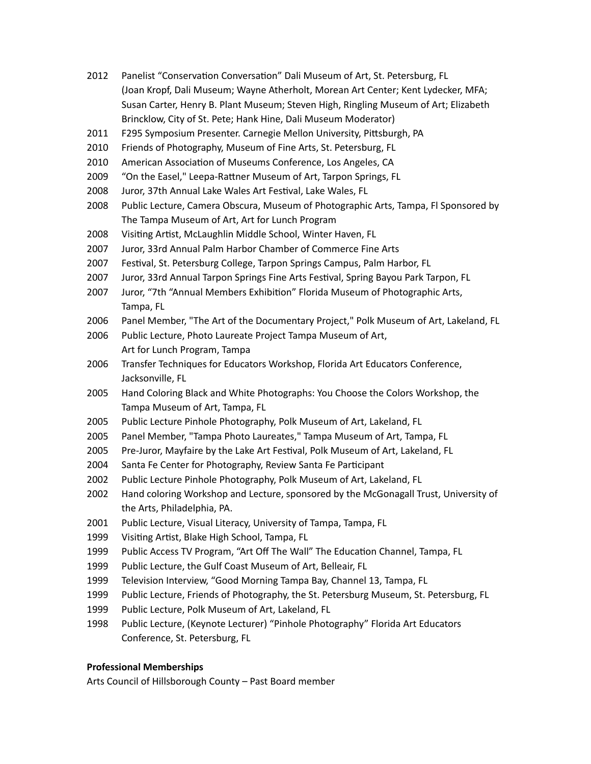2012 Panelist “Conservation Conversation” Dali Museum of Art, St. Petersburg, FL (Joan Kropf, Dali Museum; Wayne Atherholt, Morean Art Center; Kent Lydecker, MFA; Susan Carter, Henry B. Plant Museum; Steven High, Ringling Museum of Art; Elizabeth Brincklow, City of St. Pete; Hank Hine, Dali Museum Moderator)

2011 F295 Symposium Presenter. Carnegie Mellon University, Pittsburgh, PA

2010 Friends of Photography, Museum of Fine Arts, St. Petersburg, FL

2010 American Association of Museums Conference, Los Angeles, CA

2009 “On the Easel," Leepa-Rattner Museum of Art, Tarpon Springs, FL

2008 Juror, 37th Annual Lake Wales Art Festival, Lake Wales, FL

2008 Public Lecture, Camera Obscura, Museum of Photographic Arts, Tampa, Fl Sponsored by The Tampa Museum of Art, Art for Lunch Program

2008 Visiting Artist, McLaughlin Middle School, Winter Haven, FL

2007 Juror, 33rd Annual Palm Harbor Chamber of Commerce Fine Arts

2007 Festival, St. Petersburg College, Tarpon Springs Campus, Palm Harbor, FL

2007 Juror, 33rd Annual Tarpon Springs Fine Arts Festival, Spring Bayou Park Tarpon, FL

2007 Juror, “7th “Annual Members Exhibition” Florida Museum of Photographic Arts, Tampa, FL

2006 Panel Member, "The Art of the Documentary Project," Polk Museum of Art, Lakeland, FL

2006 Public Lecture, Photo Laureate Project Tampa Museum of Art, Art for Lunch Program, Tampa

2006 Transfer Techniques for Educators Workshop, Florida Art Educators Conference, Jacksonville, FL

2005 Hand Coloring Black and White Photographs: You Choose the Colors Workshop, the Tampa Museum of Art, Tampa, FL

2005 Public Lecture Pinhole Photography, Polk Museum of Art, Lakeland, FL

2005 Panel Member, "Tampa Photo Laureates," Tampa Museum of Art, Tampa, FL

2005 Pre-Juror, Mayfaire by the Lake Art Festival, Polk Museum of Art, Lakeland, FL

2004 Santa Fe Center for Photography, Review Santa Fe Participant

2002 Public Lecture Pinhole Photography, Polk Museum of Art, Lakeland, FL

2002 Hand coloring Workshop and Lecture, sponsored by the McGonagall Trust, University of the Arts, Philadelphia, PA.

2001 Public Lecture, Visual Literacy, University of Tampa, Tampa, FL

1999 Visiting Artist, Blake High School, Tampa, FL

1999 Public Access TV Program, “Art Off The Wall” The Education Channel, Tampa, FL

1999 Public Lecture, the Gulf Coast Museum of Art, Belleair, FL

1999 Television Interview, “Good Morning Tampa Bay, Channel 13, Tampa, FL

1999 Public Lecture, Friends of Photography, the St. Petersburg Museum, St. Petersburg, FL

1999 Public Lecture, Polk Museum of Art, Lakeland, FL

1998 Public Lecture, (Keynote Lecturer) “Pinhole Photography” Florida Art Educators Conference, St. Petersburg, FL

**Professional Memberships**

Arts Council of Hillsborough County – Past Board member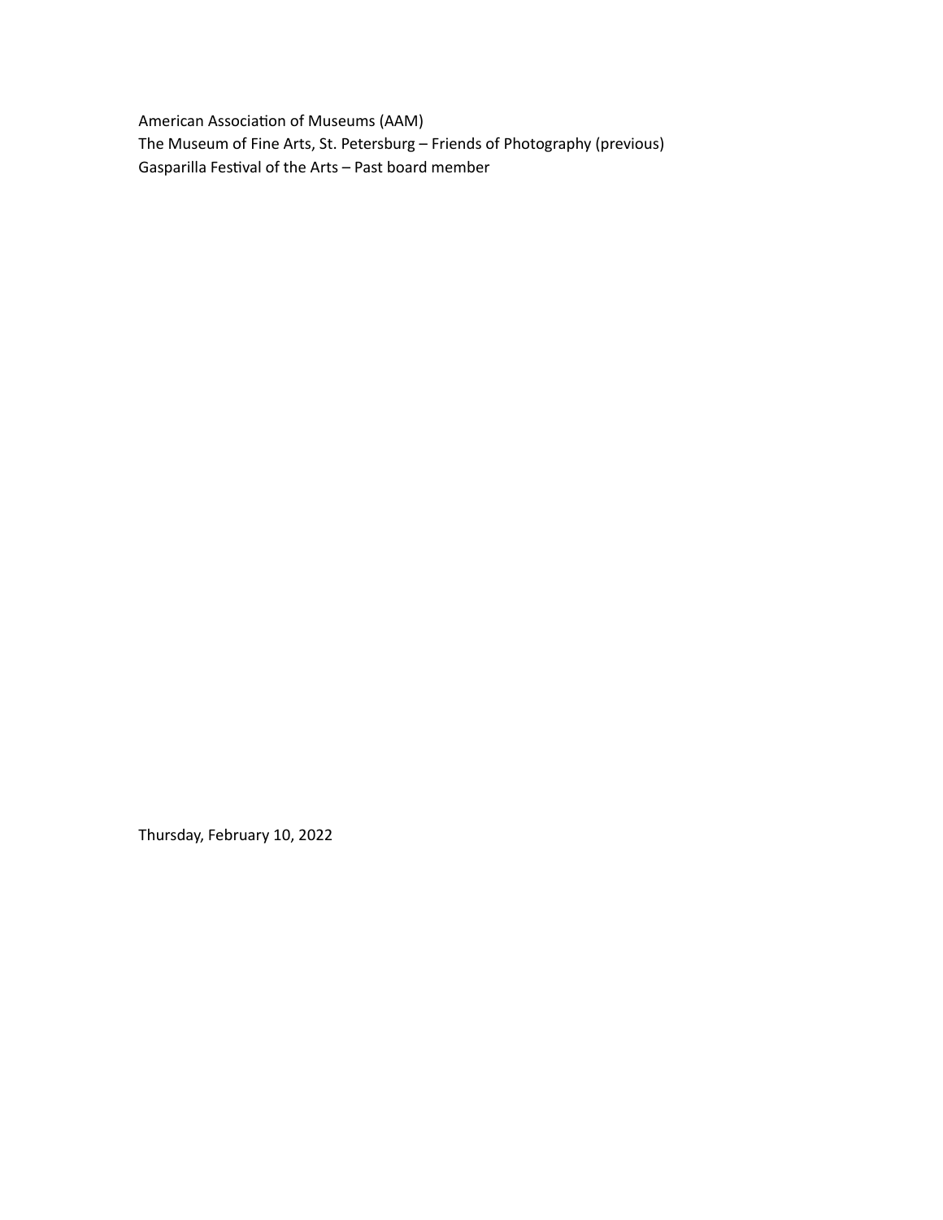American Association of Museums (AAM)
The Museum of Fine Arts, St. Petersburg – Friends of Photography (previous)
Gasparilla Festival of the Arts – Past board member

Thursday, February 10, 2022